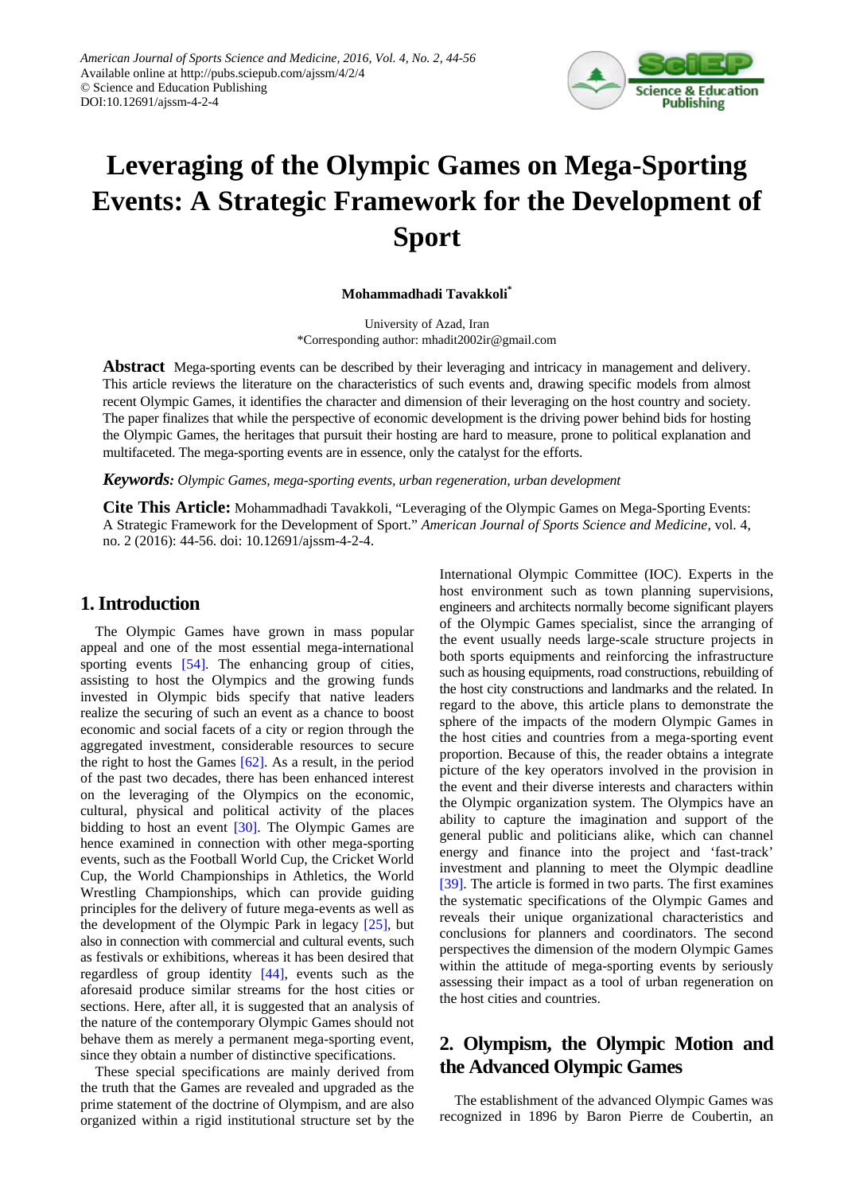# Leveraging of the Olympic Games on Mega-Sporting Events: A Strategic Framework for the Development of Sport

**Mohammadhadi Tavakkoli***

University of Azad, Iran
*Corresponding author: mhadit2002ir@gmail.com

**Abstract** Mega-sporting events can be described by their leveraging and intricacy in management and delivery. This article reviews the literature on the characteristics of such events and, drawing specific models from almost recent Olympic Games, it identifies the character and dimension of their leveraging on the host country and society. The paper finalizes that while the perspective of economic development is the driving power behind bids for hosting the Olympic Games, the heritages that pursuit their hosting are hard to measure, prone to political explanation and multifaceted. The mega-sporting events are in essence, only the catalyst for the efforts.

***Keywords:*** *Olympic Games, mega-sporting events, urban regeneration, urban development*

**Cite This Article:** Mohammadhadi Tavakkoli, "Leveraging of the Olympic Games on Mega-Sporting Events: A Strategic Framework for the Development of Sport." *American Journal of Sports Science and Medicine*, vol. 4, no. 2 (2016): 44-56. doi: 10.12691/ajssm-4-2-4.

## 1. Introduction

The Olympic Games have grown in mass popular appeal and one of the most essential mega-international sporting events [54]. The enhancing group of cities, assisting to host the Olympics and the growing funds invested in Olympic bids specify that native leaders realize the securing of such an event as a chance to boost economic and social facets of a city or region through the aggregated investment, considerable resources to secure the right to host the Games [62]. As a result, in the period of the past two decades, there has been enhanced interest on the leveraging of the Olympics on the economic, cultural, physical and political activity of the places bidding to host an event [30]. The Olympic Games are hence examined in connection with other mega-sporting events, such as the Football World Cup, the Cricket World Cup, the World Championships in Athletics, the World Wrestling Championships, which can provide guiding principles for the delivery of future mega-events as well as the development of the Olympic Park in legacy [25], but also in connection with commercial and cultural events, such as festivals or exhibitions, whereas it has been desired that regardless of group identity [44], events such as the aforesaid produce similar streams for the host cities or sections. Here, after all, it is suggested that an analysis of the nature of the contemporary Olympic Games should not behave them as merely a permanent mega-sporting event, since they obtain a number of distinctive specifications.

These special specifications are mainly derived from the truth that the Games are revealed and upgraded as the prime statement of the doctrine of Olympism, and are also organized within a rigid institutional structure set by the International Olympic Committee (IOC). Experts in the host environment such as town planning supervisions, engineers and architects normally become significant players of the Olympic Games specialist, since the arranging of the event usually needs large-scale structure projects in both sports equipments and reinforcing the infrastructure such as housing equipments, road constructions, rebuilding of the host city constructions and landmarks and the related. In regard to the above, this article plans to demonstrate the sphere of the impacts of the modern Olympic Games in the host cities and countries from a mega-sporting event proportion. Because of this, the reader obtains a integrate picture of the key operators involved in the provision in the event and their diverse interests and characters within the Olympic organization system. The Olympics have an ability to capture the imagination and support of the general public and politicians alike, which can channel energy and finance into the project and 'fast-track' investment and planning to meet the Olympic deadline [39]. The article is formed in two parts. The first examines the systematic specifications of the Olympic Games and reveals their unique organizational characteristics and conclusions for planners and coordinators. The second perspectives the dimension of the modern Olympic Games within the attitude of mega-sporting events by seriously assessing their impact as a tool of urban regeneration on the host cities and countries.

## 2. Olympism, the Olympic Motion and the Advanced Olympic Games

The establishment of the advanced Olympic Games was recognized in 1896 by Baron Pierre de Coubertin, an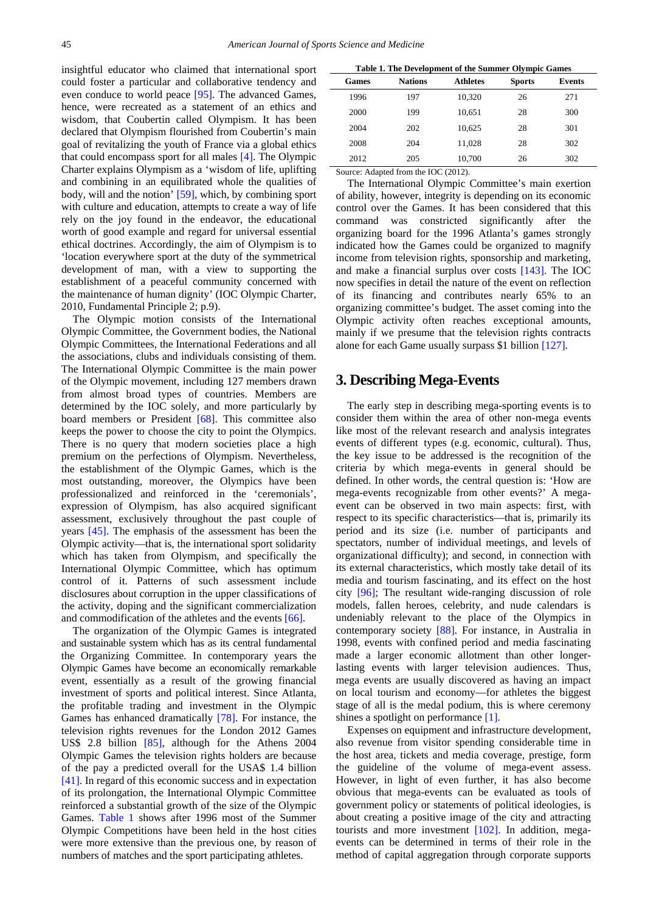insightful educator who claimed that international sport could foster a particular and collaborative tendency and even conduce to world peace [95]. The advanced Games, hence, were recreated as a statement of an ethics and wisdom, that Coubertin called Olympism. It has been declared that Olympism flourished from Coubertin's main goal of revitalizing the youth of France via a global ethics that could encompass sport for all males [4]. The Olympic Charter explains Olympism as a 'wisdom of life, uplifting and combining in an equilibrated whole the qualities of body, will and the notion' [59], which, by combining sport with culture and education, attempts to create a way of life rely on the joy found in the endeavor, the educational worth of good example and regard for universal essential ethical doctrines. Accordingly, the aim of Olympism is to 'location everywhere sport at the duty of the symmetrical development of man, with a view to supporting the establishment of a peaceful community concerned with the maintenance of human dignity' (IOC Olympic Charter, 2010, Fundamental Principle 2; p.9).

The Olympic motion consists of the International Olympic Committee, the Government bodies, the National Olympic Committees, the International Federations and all the associations, clubs and individuals consisting of them. The International Olympic Committee is the main power of the Olympic movement, including 127 members drawn from almost broad types of countries. Members are determined by the IOC solely, and more particularly by board members or President [68]. This committee also keeps the power to choose the city to point the Olympics. There is no query that modern societies place a high premium on the perfections of Olympism. Nevertheless, the establishment of the Olympic Games, which is the most outstanding, moreover, the Olympics have been professionalized and reinforced in the 'ceremonials', expression of Olympism, has also acquired significant assessment, exclusively throughout the past couple of years [45]. The emphasis of the assessment has been the Olympic activity—that is, the international sport solidarity which has taken from Olympism, and specifically the International Olympic Committee, which has optimum control of it. Patterns of such assessment include disclosures about corruption in the upper classifications of the activity, doping and the significant commercialization and commodification of the athletes and the events [66].

The organization of the Olympic Games is integrated and sustainable system which has as its central fundamental the Organizing Committee. In contemporary years the Olympic Games have become an economically remarkable event, essentially as a result of the growing financial investment of sports and political interest. Since Atlanta, the profitable trading and investment in the Olympic Games has enhanced dramatically [78]. For instance, the television rights revenues for the London 2012 Games US$ 2.8 billion [85], although for the Athens 2004 Olympic Games the television rights holders are because of the pay a predicted overall for the USA$ 1.4 billion [41]. In regard of this economic success and in expectation of its prolongation, the International Olympic Committee reinforced a substantial growth of the size of the Olympic Games. Table 1 shows after 1996 most of the Summer Olympic Competitions have been held in the host cities were more extensive than the previous one, by reason of numbers of matches and the sport participating athletes.

**Table 1. The Development of the Summer Olympic Games**

| Games | Nations | Athletes | Sports | Events |
|---|---|---|---|---|
| 1996 | 197 | 10,320 | 26 | 271 |
| 2000 | 199 | 10,651 | 28 | 300 |
| 2004 | 202 | 10,625 | 28 | 301 |
| 2008 | 204 | 11,028 | 28 | 302 |
| 2012 | 205 | 10,700 | 26 | 302 |

Source: Adapted from the IOC (2012).

The International Olympic Committee's main exertion of ability, however, integrity is depending on its economic control over the Games. It has been considered that this command was constricted significantly after the organizing board for the 1996 Atlanta's games strongly indicated how the Games could be organized to magnify income from television rights, sponsorship and marketing, and make a financial surplus over costs [143]. The IOC now specifies in detail the nature of the event on reflection of its financing and contributes nearly 65% to an organizing committee's budget. The asset coming into the Olympic activity often reaches exceptional amounts, mainly if we presume that the television rights contracts alone for each Game usually surpass $1 billion [127].

## 3. Describing Mega-Events

The early step in describing mega-sporting events is to consider them within the area of other non-mega events like most of the relevant research and analysis integrates events of different types (e.g. economic, cultural). Thus, the key issue to be addressed is the recognition of the criteria by which mega-events in general should be defined. In other words, the central question is: 'How are mega-events recognizable from other events?' A mega-event can be observed in two main aspects: first, with respect to its specific characteristics—that is, primarily its period and its size (i.e. number of participants and spectators, number of individual meetings, and levels of organizational difficulty); and second, in connection with its external characteristics, which mostly take detail of its media and tourism fascinating, and its effect on the host city [96]; The resultant wide-ranging discussion of role models, fallen heroes, celebrity, and nude calendars is undeniably relevant to the place of the Olympics in contemporary society [88]. For instance, in Australia in 1998, events with confined period and media fascinating made a larger economic allotment than other longer-lasting events with larger television audiences. Thus, mega events are usually discovered as having an impact on local tourism and economy—for athletes the biggest stage of all is the medal podium, this is where ceremony shines a spotlight on performance [1].

Expenses on equipment and infrastructure development, also revenue from visitor spending considerable time in the host area, tickets and media coverage, prestige, form the guideline of the volume of mega-event assess. However, in light of even further, it has also become obvious that mega-events can be evaluated as tools of government policy or statements of political ideologies, is about creating a positive image of the city and attracting tourists and more investment [102]. In addition, mega-events can be determined in terms of their role in the method of capital aggregation through corporate supports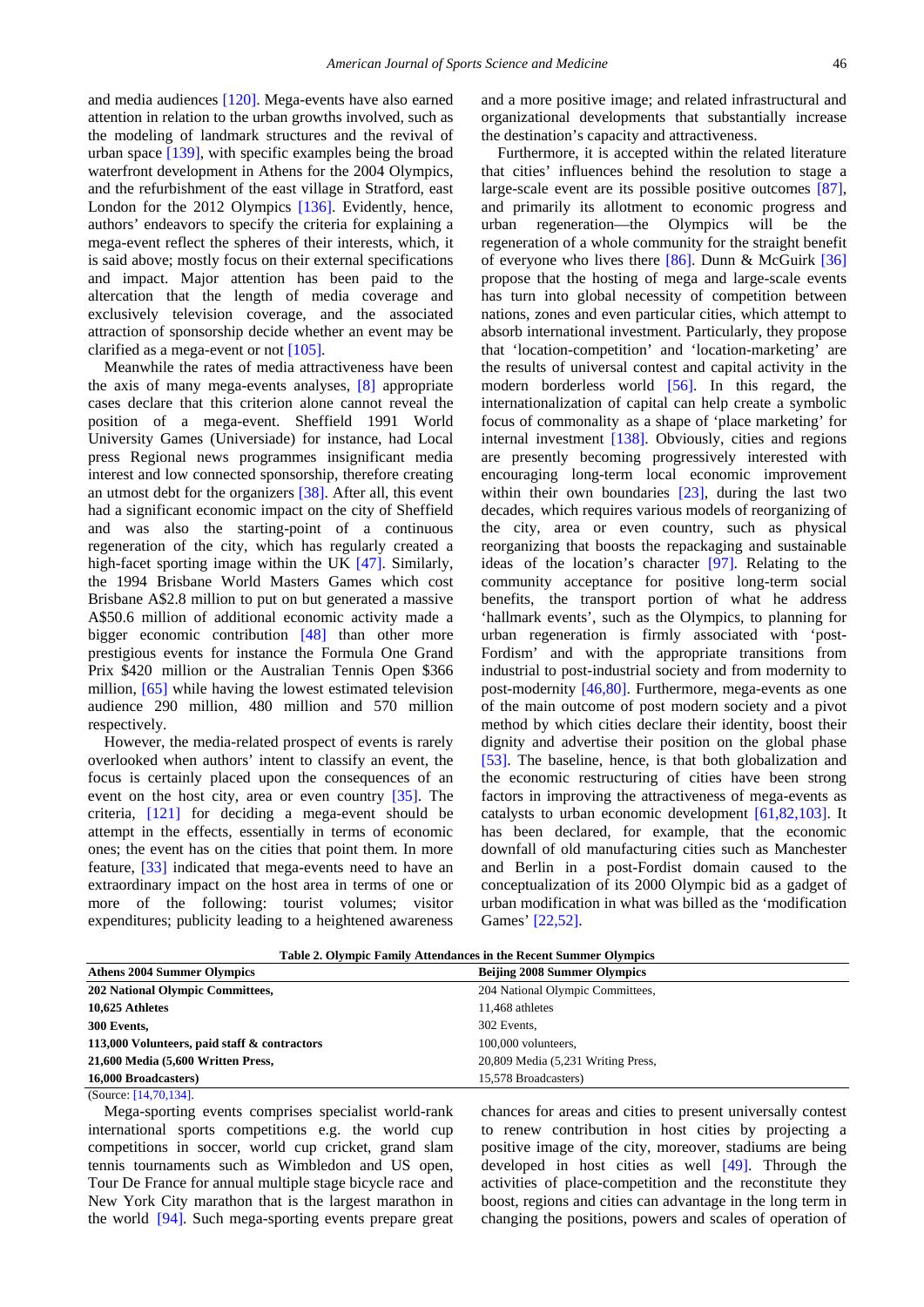and media audiences [120]. Mega-events have also earned attention in relation to the urban growths involved, such as the modeling of landmark structures and the revival of urban space [139], with specific examples being the broad waterfront development in Athens for the 2004 Olympics, and the refurbishment of the east village in Stratford, east London for the 2012 Olympics [136]. Evidently, hence, authors' endeavors to specify the criteria for explaining a mega-event reflect the spheres of their interests, which, it is said above; mostly focus on their external specifications and impact. Major attention has been paid to the altercation that the length of media coverage and exclusively television coverage, and the associated attraction of sponsorship decide whether an event may be clarified as a mega-event or not [105].

Meanwhile the rates of media attractiveness have been the axis of many mega-events analyses, [8] appropriate cases declare that this criterion alone cannot reveal the position of a mega-event. Sheffield 1991 World University Games (Universiade) for instance, had Local press Regional news programmes insignificant media interest and low connected sponsorship, therefore creating an utmost debt for the organizers [38]. After all, this event had a significant economic impact on the city of Sheffield and was also the starting-point of a continuous regeneration of the city, which has regularly created a high-facet sporting image within the UK [47]. Similarly, the 1994 Brisbane World Masters Games which cost Brisbane A$2.8 million to put on but generated a massive A$50.6 million of additional economic activity made a bigger economic contribution [48] than other more prestigious events for instance the Formula One Grand Prix $420 million or the Australian Tennis Open $366 million, [65] while having the lowest estimated television audience 290 million, 480 million and 570 million respectively.

However, the media-related prospect of events is rarely overlooked when authors' intent to classify an event, the focus is certainly placed upon the consequences of an event on the host city, area or even country [35]. The criteria, [121] for deciding a mega-event should be attempt in the effects, essentially in terms of economic ones; the event has on the cities that point them. In more feature, [33] indicated that mega-events need to have an extraordinary impact on the host area in terms of one or more of the following: tourist volumes; visitor expenditures; publicity leading to a heightened awareness and a more positive image; and related infrastructural and organizational developments that substantially increase the destination's capacity and attractiveness.

Furthermore, it is accepted within the related literature that cities' influences behind the resolution to stage a large-scale event are its possible positive outcomes [87], and primarily its allotment to economic progress and urban regeneration—the Olympics will be the regeneration of a whole community for the straight benefit of everyone who lives there [86]. Dunn & McGuirk [36] propose that the hosting of mega and large-scale events has turn into global necessity of competition between nations, zones and even particular cities, which attempt to absorb international investment. Particularly, they propose that 'location-competition' and 'location-marketing' are the results of universal contest and capital activity in the modern borderless world [56]. In this regard, the internationalization of capital can help create a symbolic focus of commonality as a shape of 'place marketing' for internal investment [138]. Obviously, cities and regions are presently becoming progressively interested with encouraging long-term local economic improvement within their own boundaries [23], during the last two decades, which requires various models of reorganizing of the city, area or even country, such as physical reorganizing that boosts the repackaging and sustainable ideas of the location's character [97]. Relating to the community acceptance for positive long-term social benefits, the transport portion of what he address 'hallmark events', such as the Olympics, to planning for urban regeneration is firmly associated with 'post-Fordism' and with the appropriate transitions from industrial to post-industrial society and from modernity to post-modernity [46,80]. Furthermore, mega-events as one of the main outcome of post modern society and a pivot method by which cities declare their identity, boost their dignity and advertise their position on the global phase [53]. The baseline, hence, is that both globalization and the economic restructuring of cities have been strong factors in improving the attractiveness of mega-events as catalysts to urban economic development [61,82,103]. It has been declared, for example, that the economic downfall of old manufacturing cities such as Manchester and Berlin in a post-Fordist domain caused to the conceptualization of its 2000 Olympic bid as a gadget of urban modification in what was billed as the 'modification Games' [22,52].

**Table 2. Olympic Family Attendances in the Recent Summer Olympics**

| Athens 2004 Summer Olympics | Beijing 2008 Summer Olympics |
|---|---|
| **202 National Olympic Committees,** | 204 National Olympic Committees, |
| **10,625 Athletes** | 11,468 athletes |
| **300 Events,** | 302 Events, |
| **113,000 Volunteers, paid staff & contractors** | 100,000 volunteers, |
| **21,600 Media (5,600 Written Press,** | 20,809 Media (5,231 Writing Press, |
| **16,000 Broadcasters)** | 15,578 Broadcasters) |

(Source: [14,70,134].

Mega-sporting events comprises specialist world-rank international sports competitions e.g. the world cup competitions in soccer, world cup cricket, grand slam tennis tournaments such as Wimbledon and US open, Tour De France for annual multiple stage bicycle race and New York City marathon that is the largest marathon in the world [94]. Such mega-sporting events prepare great chances for areas and cities to present universally contest to renew contribution in host cities by projecting a positive image of the city, moreover, stadiums are being developed in host cities as well [49]. Through the activities of place-competition and the reconstitute they boost, regions and cities can advantage in the long term in changing the positions, powers and scales of operation of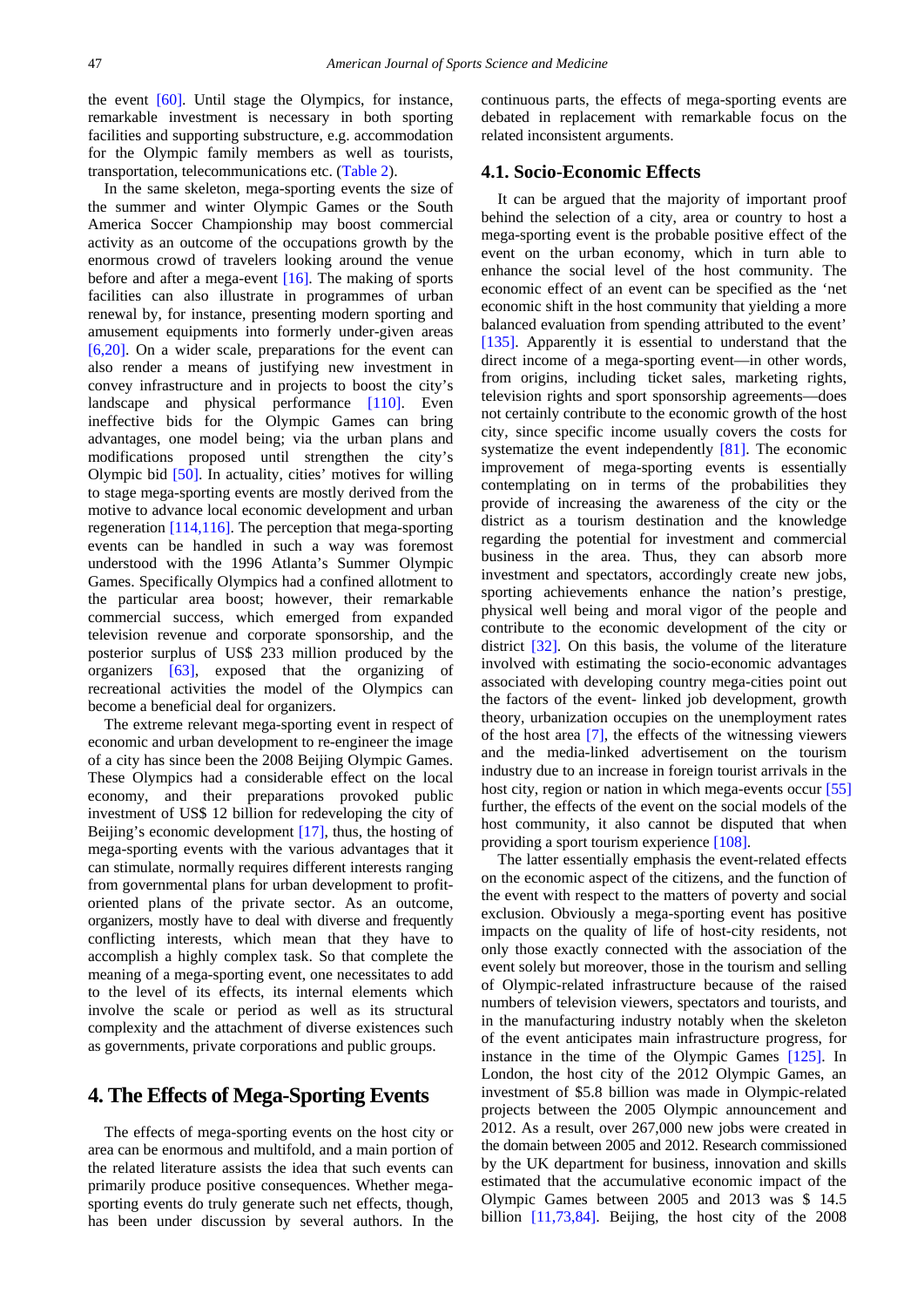the event [60]. Until stage the Olympics, for instance, remarkable investment is necessary in both sporting facilities and supporting substructure, e.g. accommodation for the Olympic family members as well as tourists, transportation, telecommunications etc. (Table 2).

In the same skeleton, mega-sporting events the size of the summer and winter Olympic Games or the South America Soccer Championship may boost commercial activity as an outcome of the occupations growth by the enormous crowd of travelers looking around the venue before and after a mega-event [16]. The making of sports facilities can also illustrate in programmes of urban renewal by, for instance, presenting modern sporting and amusement equipments into formerly under-given areas [6,20]. On a wider scale, preparations for the event can also render a means of justifying new investment in convey infrastructure and in projects to boost the city's landscape and physical performance [110]. Even ineffective bids for the Olympic Games can bring advantages, one model being; via the urban plans and modifications proposed until strengthen the city's Olympic bid [50]. In actuality, cities' motives for willing to stage mega-sporting events are mostly derived from the motive to advance local economic development and urban regeneration [114,116]. The perception that mega-sporting events can be handled in such a way was foremost understood with the 1996 Atlanta's Summer Olympic Games. Specifically Olympics had a confined allotment to the particular area boost; however, their remarkable commercial success, which emerged from expanded television revenue and corporate sponsorship, and the posterior surplus of US$ 233 million produced by the organizers [63], exposed that the organizing of recreational activities the model of the Olympics can become a beneficial deal for organizers.

The extreme relevant mega-sporting event in respect of economic and urban development to re-engineer the image of a city has since been the 2008 Beijing Olympic Games. These Olympics had a considerable effect on the local economy, and their preparations provoked public investment of US$ 12 billion for redeveloping the city of Beijing's economic development [17], thus, the hosting of mega-sporting events with the various advantages that it can stimulate, normally requires different interests ranging from governmental plans for urban development to profit-oriented plans of the private sector. As an outcome, organizers, mostly have to deal with diverse and frequently conflicting interests, which mean that they have to accomplish a highly complex task. So that complete the meaning of a mega-sporting event, one necessitates to add to the level of its effects, its internal elements which involve the scale or period as well as its structural complexity and the attachment of diverse existences such as governments, private corporations and public groups.

# 4. The Effects of Mega-Sporting Events

The effects of mega-sporting events on the host city or area can be enormous and multifold, and a main portion of the related literature assists the idea that such events can primarily produce positive consequences. Whether mega-sporting events do truly generate such net effects, though, has been under discussion by several authors. In the continuous parts, the effects of mega-sporting events are debated in replacement with remarkable focus on the related inconsistent arguments.

## 4.1. Socio-Economic Effects

It can be argued that the majority of important proof behind the selection of a city, area or country to host a mega-sporting event is the probable positive effect of the event on the urban economy, which in turn able to enhance the social level of the host community. The economic effect of an event can be specified as the 'net economic shift in the host community that yielding a more balanced evaluation from spending attributed to the event' [135]. Apparently it is essential to understand that the direct income of a mega-sporting event—in other words, from origins, including ticket sales, marketing rights, television rights and sport sponsorship agreements—does not certainly contribute to the economic growth of the host city, since specific income usually covers the costs for systematize the event independently [81]. The economic improvement of mega-sporting events is essentially contemplating on in terms of the probabilities they provide of increasing the awareness of the city or the district as a tourism destination and the knowledge regarding the potential for investment and commercial business in the area. Thus, they can absorb more investment and spectators, accordingly create new jobs, sporting achievements enhance the nation's prestige, physical well being and moral vigor of the people and contribute to the economic development of the city or district [32]. On this basis, the volume of the literature involved with estimating the socio-economic advantages associated with developing country mega-cities point out the factors of the event- linked job development, growth theory, urbanization occupies on the unemployment rates of the host area [7], the effects of the witnessing viewers and the media-linked advertisement on the tourism industry due to an increase in foreign tourist arrivals in the host city, region or nation in which mega-events occur [55] further, the effects of the event on the social models of the host community, it also cannot be disputed that when providing a sport tourism experience [108].

The latter essentially emphasis the event-related effects on the economic aspect of the citizens, and the function of the event with respect to the matters of poverty and social exclusion. Obviously a mega-sporting event has positive impacts on the quality of life of host-city residents, not only those exactly connected with the association of the event solely but moreover, those in the tourism and selling of Olympic-related infrastructure because of the raised numbers of television viewers, spectators and tourists, and in the manufacturing industry notably when the skeleton of the event anticipates main infrastructure progress, for instance in the time of the Olympic Games [125]. In London, the host city of the 2012 Olympic Games, an investment of $5.8 billion was made in Olympic-related projects between the 2005 Olympic announcement and 2012. As a result, over 267,000 new jobs were created in the domain between 2005 and 2012. Research commissioned by the UK department for business, innovation and skills estimated that the accumulative economic impact of the Olympic Games between 2005 and 2013 was $ 14.5 billion [11,73,84]. Beijing, the host city of the 2008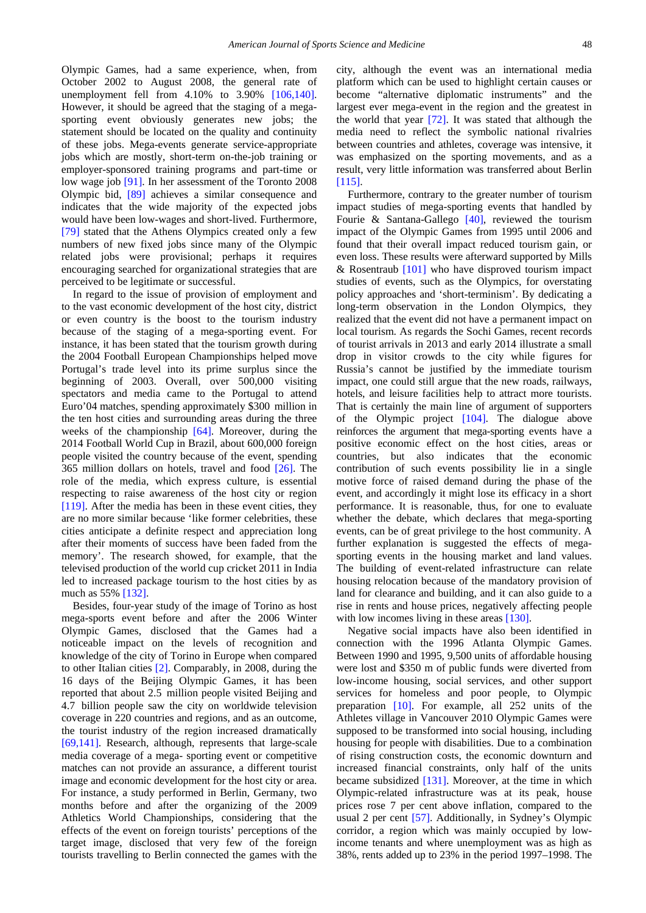Olympic Games, had a same experience, when, from October 2002 to August 2008, the general rate of unemployment fell from 4.10% to 3.90% [106,140]. However, it should be agreed that the staging of a mega-sporting event obviously generates new jobs; the statement should be located on the quality and continuity of these jobs. Mega-events generate service-appropriate jobs which are mostly, short-term on-the-job training or employer-sponsored training programs and part-time or low wage job [91]. In her assessment of the Toronto 2008 Olympic bid, [89] achieves a similar consequence and indicates that the wide majority of the expected jobs would have been low-wages and short-lived. Furthermore, [79] stated that the Athens Olympics created only a few numbers of new fixed jobs since many of the Olympic related jobs were provisional; perhaps it requires encouraging searched for organizational strategies that are perceived to be legitimate or successful.

In regard to the issue of provision of employment and to the vast economic development of the host city, district or even country is the boost to the tourism industry because of the staging of a mega-sporting event. For instance, it has been stated that the tourism growth during the 2004 Football European Championships helped move Portugal's trade level into its prime surplus since the beginning of 2003. Overall, over 500,000 visiting spectators and media came to the Portugal to attend Euro'04 matches, spending approximately $300 million in the ten host cities and surrounding areas during the three weeks of the championship [64]. Moreover, during the 2014 Football World Cup in Brazil, about 600,000 foreign people visited the country because of the event, spending 365 million dollars on hotels, travel and food [26]. The role of the media, which express culture, is essential respecting to raise awareness of the host city or region [119]. After the media has been in these event cities, they are no more similar because 'like former celebrities, these cities anticipate a definite respect and appreciation long after their moments of success have been faded from the memory'. The research showed, for example, that the televised production of the world cup cricket 2011 in India led to increased package tourism to the host cities by as much as 55% [132].

Besides, four-year study of the image of Torino as host mega-sports event before and after the 2006 Winter Olympic Games, disclosed that the Games had a noticeable impact on the levels of recognition and knowledge of the city of Torino in Europe when compared to other Italian cities [2]. Comparably, in 2008, during the 16 days of the Beijing Olympic Games, it has been reported that about 2.5 million people visited Beijing and 4.7 billion people saw the city on worldwide television coverage in 220 countries and regions, and as an outcome, the tourist industry of the region increased dramatically [69,141]. Research, although, represents that large-scale media coverage of a mega- sporting event or competitive matches can not provide an assurance, a different tourist image and economic development for the host city or area. For instance, a study performed in Berlin, Germany, two months before and after the organizing of the 2009 Athletics World Championships, considering that the effects of the event on foreign tourists' perceptions of the target image, disclosed that very few of the foreign tourists travelling to Berlin connected the games with the city, although the event was an international media platform which can be used to highlight certain causes or become "alternative diplomatic instruments" and the largest ever mega-event in the region and the greatest in the world that year [72]. It was stated that although the media need to reflect the symbolic national rivalries between countries and athletes, coverage was intensive, it was emphasized on the sporting movements, and as a result, very little information was transferred about Berlin [115].

Furthermore, contrary to the greater number of tourism impact studies of mega-sporting events that handled by Fourie & Santana-Gallego [40], reviewed the tourism impact of the Olympic Games from 1995 until 2006 and found that their overall impact reduced tourism gain, or even loss. These results were afterward supported by Mills & Rosentraub [101] who have disproved tourism impact studies of events, such as the Olympics, for overstating policy approaches and 'short-terminism'. By dedicating a long-term observation in the London Olympics, they realized that the event did not have a permanent impact on local tourism. As regards the Sochi Games, recent records of tourist arrivals in 2013 and early 2014 illustrate a small drop in visitor crowds to the city while figures for Russia's cannot be justified by the immediate tourism impact, one could still argue that the new roads, railways, hotels, and leisure facilities help to attract more tourists. That is certainly the main line of argument of supporters of the Olympic project [104]. The dialogue above reinforces the argument that mega-sporting events have a positive economic effect on the host cities, areas or countries, but also indicates that the economic contribution of such events possibility lie in a single motive force of raised demand during the phase of the event, and accordingly it might lose its efficacy in a short performance. It is reasonable, thus, for one to evaluate whether the debate, which declares that mega-sporting events, can be of great privilege to the host community. A further explanation is suggested the effects of mega-sporting events in the housing market and land values. The building of event-related infrastructure can relate housing relocation because of the mandatory provision of land for clearance and building, and it can also guide to a rise in rents and house prices, negatively affecting people with low incomes living in these areas [130].

Negative social impacts have also been identified in connection with the 1996 Atlanta Olympic Games. Between 1990 and 1995, 9,500 units of affordable housing were lost and $350 m of public funds were diverted from low-income housing, social services, and other support services for homeless and poor people, to Olympic preparation [10]. For example, all 252 units of the Athletes village in Vancouver 2010 Olympic Games were supposed to be transformed into social housing, including housing for people with disabilities. Due to a combination of rising construction costs, the economic downturn and increased financial constraints, only half of the units became subsidized [131]. Moreover, at the time in which Olympic-related infrastructure was at its peak, house prices rose 7 per cent above inflation, compared to the usual 2 per cent [57]. Additionally, in Sydney's Olympic corridor, a region which was mainly occupied by low-income tenants and where unemployment was as high as 38%, rents added up to 23% in the period 1997–1998. The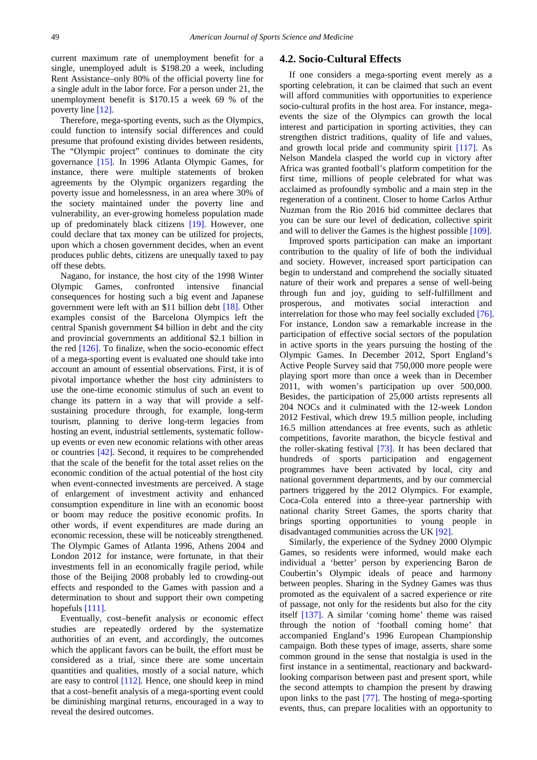current maximum rate of unemployment benefit for a single, unemployed adult is $198.20 a week, including Rent Assistance–only 80% of the official poverty line for a single adult in the labor force. For a person under 21, the unemployment benefit is $170.15 a week 69 % of the poverty line [12].

Therefore, mega-sporting events, such as the Olympics, could function to intensify social differences and could presume that profound existing divides between residents, The "Olympic project" continues to dominate the city governance [15]. In 1996 Atlanta Olympic Games, for instance, there were multiple statements of broken agreements by the Olympic organizers regarding the poverty issue and homelessness, in an area where 30% of the society maintained under the poverty line and vulnerability, an ever-growing homeless population made up of predominately black citizens [19]. However, one could declare that tax money can be utilized for projects, upon which a chosen government decides, when an event produces public debts, citizens are unequally taxed to pay off these debts.

Nagano, for instance, the host city of the 1998 Winter Olympic Games, confronted intensive financial consequences for hosting such a big event and Japanese government were left with an $11 billion debt [18]. Other examples consist of the Barcelona Olympics left the central Spanish government $4 billion in debt and the city and provincial governments an additional $2.1 billion in the red [126]. To finalize, when the socio-economic effect of a mega-sporting event is evaluated one should take into account an amount of essential observations. First, it is of pivotal importance whether the host city administers to use the one-time economic stimulus of such an event to change its pattern in a way that will provide a self-sustaining procedure through, for example, long-term tourism, planning to derive long-term legacies from hosting an event, industrial settlements, systematic follow-up events or even new economic relations with other areas or countries [42]. Second, it requires to be comprehended that the scale of the benefit for the total asset relies on the economic condition of the actual potential of the host city when event-connected investments are perceived. A stage of enlargement of investment activity and enhanced consumption expenditure in line with an economic boost or boom may reduce the positive economic profits. In other words, if event expenditures are made during an economic recession, these will be noticeably strengthened. The Olympic Games of Atlanta 1996, Athens 2004 and London 2012 for instance, were fortunate, in that their investments fell in an economically fragile period, while those of the Beijing 2008 probably led to crowding-out effects and responded to the Games with passion and a determination to shout and support their own competing hopefuls [111].

Eventually, cost–benefit analysis or economic effect studies are repeatedly ordered by the systematize authorities of an event, and accordingly, the outcomes which the applicant favors can be built, the effort must be considered as a trial, since there are some uncertain quantities and qualities, mostly of a social nature, which are easy to control [112]. Hence, one should keep in mind that a cost–benefit analysis of a mega-sporting event could be diminishing marginal returns, encouraged in a way to reveal the desired outcomes.

## 4.2. Socio-Cultural Effects

If one considers a mega-sporting event merely as a sporting celebration, it can be claimed that such an event will afford communities with opportunities to experience socio-cultural profits in the host area. For instance, mega-events the size of the Olympics can growth the local interest and participation in sporting activities, they can strengthen district traditions, quality of life and values, and growth local pride and community spirit [117]. As Nelson Mandela clasped the world cup in victory after Africa was granted football's platform competition for the first time, millions of people celebrated for what was acclaimed as profoundly symbolic and a main step in the regeneration of a continent. Closer to home Carlos Arthur Nuzman from the Rio 2016 bid committee declares that you can be sure our level of dedication, collective spirit and will to deliver the Games is the highest possible [109].

Improved sports participation can make an important contribution to the quality of life of both the individual and society. However, increased sport participation can begin to understand and comprehend the socially situated nature of their work and prepares a sense of well-being through fun and joy, guiding to self-fulfillment and prosperous, and motivates social interaction and interrelation for those who may feel socially excluded [76]. For instance, London saw a remarkable increase in the participation of effective social sectors of the population in active sports in the years pursuing the hosting of the Olympic Games. In December 2012, Sport England's Active People Survey said that 750,000 more people were playing sport more than once a week than in December 2011, with women's participation up over 500,000. Besides, the participation of 25,000 artists represents all 204 NOCs and it culminated with the 12-week London 2012 Festival, which drew 19.5 million people, including 16.5 million attendances at free events, such as athletic competitions, favorite marathon, the bicycle festival and the roller-skating festival [73]. It has been declared that hundreds of sports participation and engagement programmes have been activated by local, city and national government departments, and by our commercial partners triggered by the 2012 Olympics. For example, Coca-Cola entered into a three-year partnership with national charity Street Games, the sports charity that brings sporting opportunities to young people in disadvantaged communities across the UK [92].

Similarly, the experience of the Sydney 2000 Olympic Games, so residents were informed, would make each individual a 'better' person by experiencing Baron de Coubertin's Olympic ideals of peace and harmony between peoples. Sharing in the Sydney Games was thus promoted as the equivalent of a sacred experience or rite of passage, not only for the residents but also for the city itself [137]. A similar 'coming home' theme was raised through the notion of 'football coming home' that accompanied England's 1996 European Championship campaign. Both these types of image, asserts, share some common ground in the sense that nostalgia is used in the first instance in a sentimental, reactionary and backward-looking comparison between past and present sport, while the second attempts to champion the present by drawing upon links to the past [77]. The hosting of mega-sporting events, thus, can prepare localities with an opportunity to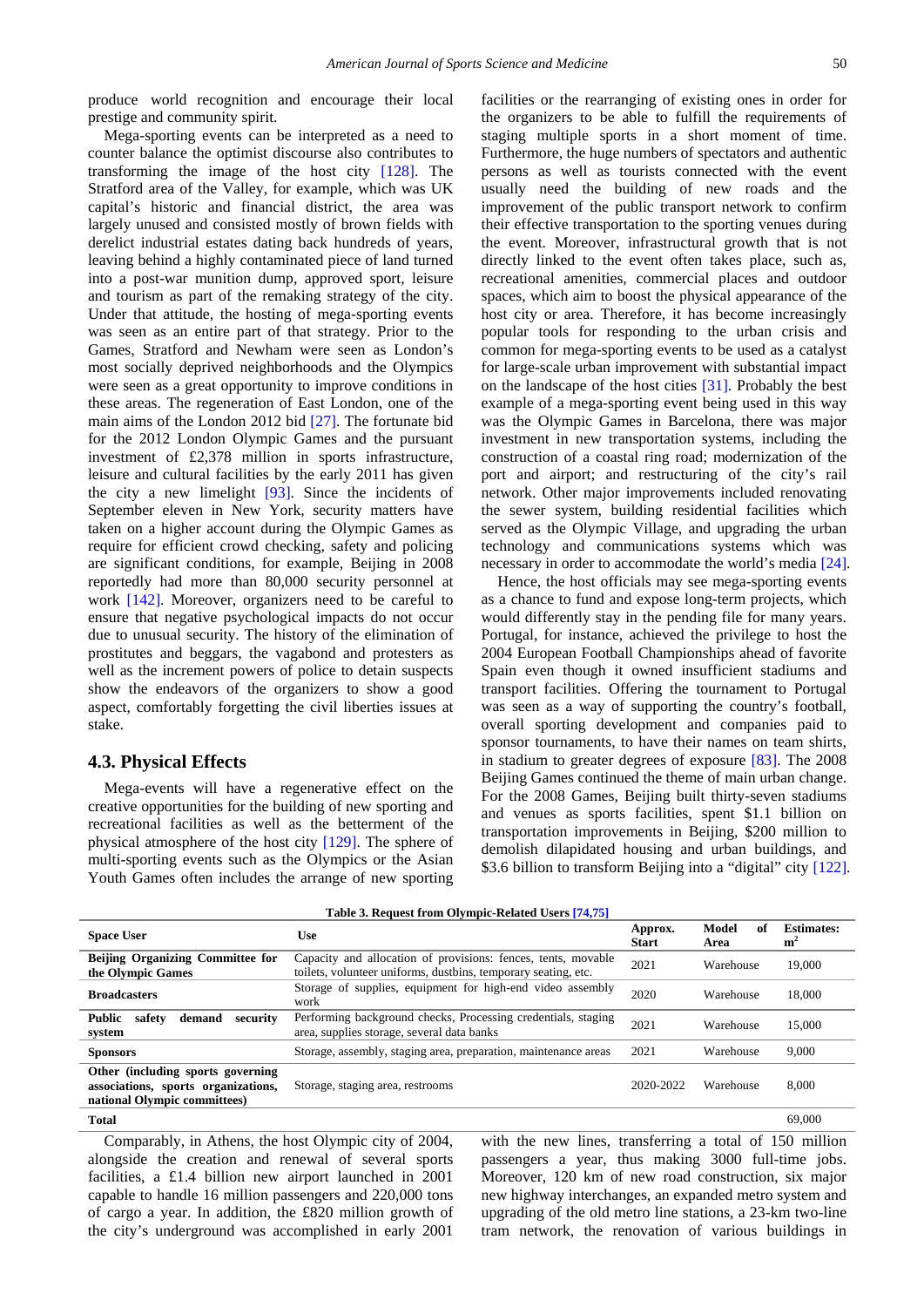produce world recognition and encourage their local prestige and community spirit.

Mega-sporting events can be interpreted as a need to counter balance the optimist discourse also contributes to transforming the image of the host city [128]. The Stratford area of the Valley, for example, which was UK capital's historic and financial district, the area was largely unused and consisted mostly of brown fields with derelict industrial estates dating back hundreds of years, leaving behind a highly contaminated piece of land turned into a post-war munition dump, approved sport, leisure and tourism as part of the remaking strategy of the city. Under that attitude, the hosting of mega-sporting events was seen as an entire part of that strategy. Prior to the Games, Stratford and Newham were seen as London's most socially deprived neighborhoods and the Olympics were seen as a great opportunity to improve conditions in these areas. The regeneration of East London, one of the main aims of the London 2012 bid [27]. The fortunate bid for the 2012 London Olympic Games and the pursuant investment of £2,378 million in sports infrastructure, leisure and cultural facilities by the early 2011 has given the city a new limelight [93]. Since the incidents of September eleven in New York, security matters have taken on a higher account during the Olympic Games as require for efficient crowd checking, safety and policing are significant conditions, for example, Beijing in 2008 reportedly had more than 80,000 security personnel at work [142]. Moreover, organizers need to be careful to ensure that negative psychological impacts do not occur due to unusual security. The history of the elimination of prostitutes and beggars, the vagabond and protesters as well as the increment powers of police to detain suspects show the endeavors of the organizers to show a good aspect, comfortably forgetting the civil liberties issues at stake.

### 4.3. Physical Effects

Mega-events will have a regenerative effect on the creative opportunities for the building of new sporting and recreational facilities as well as the betterment of the physical atmosphere of the host city [129]. The sphere of multi-sporting events such as the Olympics or the Asian Youth Games often includes the arrange of new sporting facilities or the rearranging of existing ones in order for the organizers to be able to fulfill the requirements of staging multiple sports in a short moment of time. Furthermore, the huge numbers of spectators and authentic persons as well as tourists connected with the event usually need the building of new roads and the improvement of the public transport network to confirm their effective transportation to the sporting venues during the event. Moreover, infrastructural growth that is not directly linked to the event often takes place, such as, recreational amenities, commercial places and outdoor spaces, which aim to boost the physical appearance of the host city or area. Therefore, it has become increasingly popular tools for responding to the urban crisis and common for mega-sporting events to be used as a catalyst for large-scale urban improvement with substantial impact on the landscape of the host cities [31]. Probably the best example of a mega-sporting event being used in this way was the Olympic Games in Barcelona, there was major investment in new transportation systems, including the construction of a coastal ring road; modernization of the port and airport; and restructuring of the city's rail network. Other major improvements included renovating the sewer system, building residential facilities which served as the Olympic Village, and upgrading the urban technology and communications systems which was necessary in order to accommodate the world's media [24].

Hence, the host officials may see mega-sporting events as a chance to fund and expose long-term projects, which would differently stay in the pending file for many years. Portugal, for instance, achieved the privilege to host the 2004 European Football Championships ahead of favorite Spain even though it owned insufficient stadiums and transport facilities. Offering the tournament to Portugal was seen as a way of supporting the country's football, overall sporting development and companies paid to sponsor tournaments, to have their names on team shirts, in stadium to greater degrees of exposure [83]. The 2008 Beijing Games continued the theme of main urban change. For the 2008 Games, Beijing built thirty-seven stadiums and venues as sports facilities, spent $1.1 billion on transportation improvements in Beijing, $200 million to demolish dilapidated housing and urban buildings, and $3.6 billion to transform Beijing into a "digital" city [122].

**Table 3. Request from Olympic-Related Users [74,75]**

| Space User | Use | Approx. Start | Model of Area | Estimates: $m^2$ |
|---|---|---|---|---|
| **Beijing Organizing Committee for the Olympic Games** | Capacity and allocation of provisions: fences, tents, movable toilets, volunteer uniforms, dustbins, temporary seating, etc. | 2021 | Warehouse | 19,000 |
| **Broadcasters** | Storage of supplies, equipment for high-end video assembly work | 2020 | Warehouse | 18,000 |
| **Public safety demand security system** | Performing background checks, Processing credentials, staging area, supplies storage, several data banks | 2021 | Warehouse | 15,000 |
| **Sponsors** | Storage, assembly, staging area, preparation, maintenance areas | 2021 | Warehouse | 9,000 |
| **Other (including sports governing associations, sports organizations, national Olympic committees)** | Storage, staging area, restrooms | 2020-2022 | Warehouse | 8,000 |
| **Total** | | | | 69,000 |

Comparably, in Athens, the host Olympic city of 2004, alongside the creation and renewal of several sports facilities, a £1.4 billion new airport launched in 2001 capable to handle 16 million passengers and 220,000 tons of cargo a year. In addition, the £820 million growth of the city's underground was accomplished in early 2001 with the new lines, transferring a total of 150 million passengers a year, thus making 3000 full-time jobs. Moreover, 120 km of new road construction, six major new highway interchanges, an expanded metro system and upgrading of the old metro line stations, a 23-km two-line tram network, the renovation of various buildings in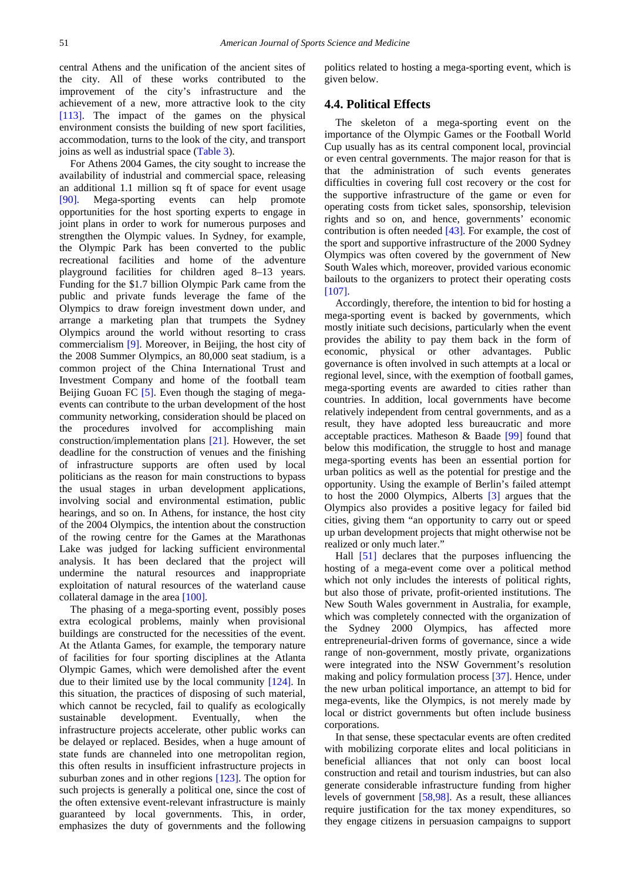central Athens and the unification of the ancient sites of the city. All of these works contributed to the improvement of the city's infrastructure and the achievement of a new, more attractive look to the city [113]. The impact of the games on the physical environment consists the building of new sport facilities, accommodation, turns to the look of the city, and transport joins as well as industrial space (Table 3).

For Athens 2004 Games, the city sought to increase the availability of industrial and commercial space, releasing an additional 1.1 million sq ft of space for event usage [90]. Mega-sporting events can help promote opportunities for the host sporting experts to engage in joint plans in order to work for numerous purposes and strengthen the Olympic values. In Sydney, for example, the Olympic Park has been converted to the public recreational facilities and home of the adventure playground facilities for children aged 8–13 years. Funding for the $1.7 billion Olympic Park came from the public and private funds leverage the fame of the Olympics to draw foreign investment down under, and arrange a marketing plan that trumpets the Sydney Olympics around the world without resorting to crass commercialism [9]. Moreover, in Beijing, the host city of the 2008 Summer Olympics, an 80,000 seat stadium, is a common project of the China International Trust and Investment Company and home of the football team Beijing Guoan FC [5]. Even though the staging of mega-events can contribute to the urban development of the host community networking, consideration should be placed on the procedures involved for accomplishing main construction/implementation plans [21]. However, the set deadline for the construction of venues and the finishing of infrastructure supports are often used by local politicians as the reason for main constructions to bypass the usual stages in urban development applications, involving social and environmental estimation, public hearings, and so on. In Athens, for instance, the host city of the 2004 Olympics, the intention about the construction of the rowing centre for the Games at the Marathonas Lake was judged for lacking sufficient environmental analysis. It has been declared that the project will undermine the natural resources and inappropriate exploitation of natural resources of the waterland cause collateral damage in the area [100].

The phasing of a mega-sporting event, possibly poses extra ecological problems, mainly when provisional buildings are constructed for the necessities of the event. At the Atlanta Games, for example, the temporary nature of facilities for four sporting disciplines at the Atlanta Olympic Games, which were demolished after the event due to their limited use by the local community [124]. In this situation, the practices of disposing of such material, which cannot be recycled, fail to qualify as ecologically sustainable development. Eventually, when the infrastructure projects accelerate, other public works can be delayed or replaced. Besides, when a huge amount of state funds are channeled into one metropolitan region, this often results in insufficient infrastructure projects in suburban zones and in other regions [123]. The option for such projects is generally a political one, since the cost of the often extensive event-relevant infrastructure is mainly guaranteed by local governments. This, in order, emphasizes the duty of governments and the following politics related to hosting a mega-sporting event, which is given below.

### 4.4. Political Effects

The skeleton of a mega-sporting event on the importance of the Olympic Games or the Football World Cup usually has as its central component local, provincial or even central governments. The major reason for that is that the administration of such events generates difficulties in covering full cost recovery or the cost for the supportive infrastructure of the game or even for operating costs from ticket sales, sponsorship, television rights and so on, and hence, governments' economic contribution is often needed [43]. For example, the cost of the sport and supportive infrastructure of the 2000 Sydney Olympics was often covered by the government of New South Wales which, moreover, provided various economic bailouts to the organizers to protect their operating costs [107].

Accordingly, therefore, the intention to bid for hosting a mega-sporting event is backed by governments, which mostly initiate such decisions, particularly when the event provides the ability to pay them back in the form of economic, physical or other advantages. Public governance is often involved in such attempts at a local or regional level, since, with the exemption of football games, mega-sporting events are awarded to cities rather than countries. In addition, local governments have become relatively independent from central governments, and as a result, they have adopted less bureaucratic and more acceptable practices. Matheson & Baade [99] found that below this modification, the struggle to host and manage mega-sporting events has been an essential portion for urban politics as well as the potential for prestige and the opportunity. Using the example of Berlin's failed attempt to host the 2000 Olympics, Alberts [3] argues that the Olympics also provides a positive legacy for failed bid cities, giving them "an opportunity to carry out or speed up urban development projects that might otherwise not be realized or only much later."

Hall [51] declares that the purposes influencing the hosting of a mega-event come over a political method which not only includes the interests of political rights, but also those of private, profit-oriented institutions. The New South Wales government in Australia, for example, which was completely connected with the organization of the Sydney 2000 Olympics, has affected more entrepreneurial-driven forms of governance, since a wide range of non-government, mostly private, organizations were integrated into the NSW Government's resolution making and policy formulation process [37]. Hence, under the new urban political importance, an attempt to bid for mega-events, like the Olympics, is not merely made by local or district governments but often include business corporations.

In that sense, these spectacular events are often credited with mobilizing corporate elites and local politicians in beneficial alliances that not only can boost local construction and retail and tourism industries, but can also generate considerable infrastructure funding from higher levels of government [58,98]. As a result, these alliances require justification for the tax money expenditures, so they engage citizens in persuasion campaigns to support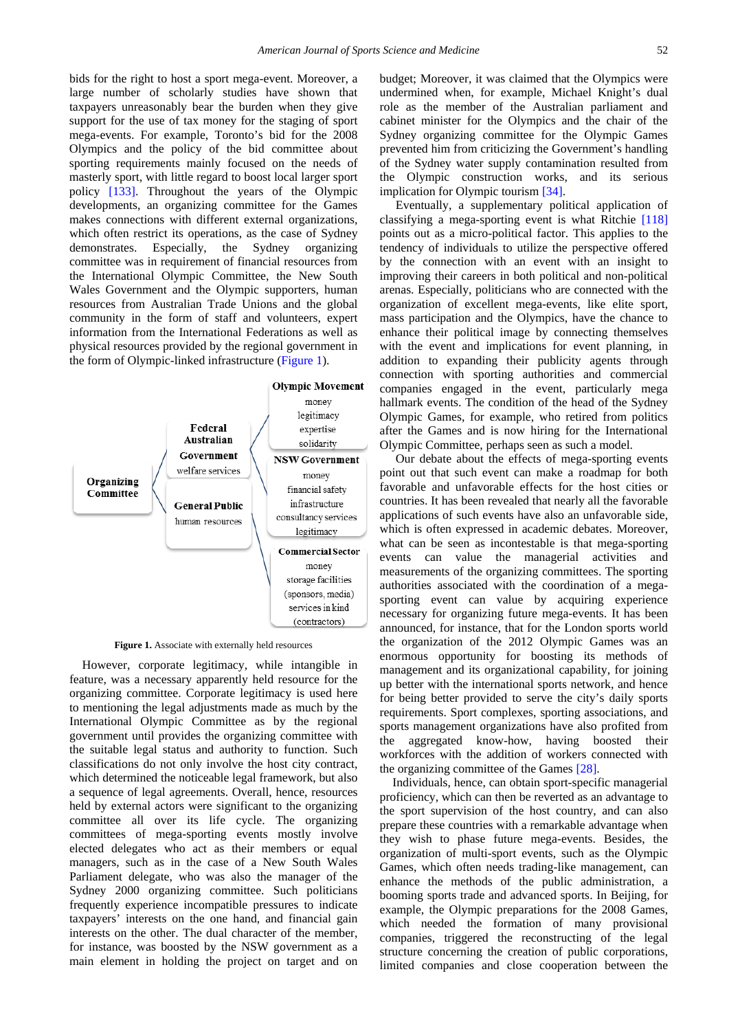bids for the right to host a sport mega-event. Moreover, a large number of scholarly studies have shown that taxpayers unreasonably bear the burden when they give support for the use of tax money for the staging of sport mega-events. For example, Toronto's bid for the 2008 Olympics and the policy of the bid committee about sporting requirements mainly focused on the needs of masterly sport, with little regard to boost local larger sport policy [133]. Throughout the years of the Olympic developments, an organizing committee for the Games makes connections with different external organizations, which often restrict its operations, as the case of Sydney demonstrates. Especially, the Sydney organizing committee was in requirement of financial resources from the International Olympic Committee, the New South Wales Government and the Olympic supporters, human resources from Australian Trade Unions and the global community in the form of staff and volunteers, expert information from the International Federations as well as physical resources provided by the regional government in the form of Olympic-linked infrastructure (Figure 1).

| Organizing Committee | Federal Australian Government: welfare services | Olympic Movement: money, legitimacy, expertise, solidarity |
| --- | --- | --- |
| | | NSW Government: money, financial safety, infrastructure, consultancy services, legitimacy |
| | General Public: human resources | Commercial Sector: money, storage facilities (sponsors, media), services in kind (contractors) |

**Figure 1.** Associate with externally held resources

However, corporate legitimacy, while intangible in feature, was a necessary apparently held resource for the organizing committee. Corporate legitimacy is used here to mentioning the legal adjustments made as much by the International Olympic Committee as by the regional government until provides the organizing committee with the suitable legal status and authority to function. Such classifications do not only involve the host city contract, which determined the noticeable legal framework, but also a sequence of legal agreements. Overall, resources held by external actors were significant to the organizing committee all over its life cycle. The organizing committees of mega-sporting events mostly involve elected delegates who act as their members or equal managers, such as in the case of a New South Wales Parliament delegate, who was also the manager of the Sydney 2000 organizing committee. Such politicians frequently experience incompatible pressures to indicate taxpayers' interests on the one hand, and financial gain interests on the other. The dual character of the member, for instance, was boosted by the NSW government as a main element in holding the project on target and on budget; Moreover, it was claimed that the Olympics were undermined when, for example, Michael Knight's dual role as the member of the Australian parliament and cabinet minister for the Olympics and the chair of the Sydney organizing committee for the Olympic Games prevented him from criticizing the Government's handling of the Sydney water supply contamination resulted from the Olympic construction works, and its serious implication for Olympic tourism [34].

Eventually, a supplementary political application of classifying a mega-sporting event is what Ritchie [118] points out as a micro-political factor. This applies to the tendency of individuals to utilize the perspective offered by the connection with an event with an insight to improving their careers in both political and non-political arenas. Especially, politicians who are connected with the organization of excellent mega-events, like elite sport, mass participation and the Olympics, have the chance to enhance their political image by connecting themselves with the event and implications for event planning, in addition to expanding their publicity agents through connection with sporting authorities and commercial companies engaged in the event, particularly mega hallmark events. The condition of the head of the Sydney Olympic Games, for example, who retired from politics after the Games and is now hiring for the International Olympic Committee, perhaps seen as such a model.

Our debate about the effects of mega-sporting events point out that such event can make a roadmap for both favorable and unfavorable effects for the host cities or countries. It has been revealed that nearly all the favorable applications of such events have also an unfavorable side, which is often expressed in academic debates. Moreover, what can be seen as incontestable is that mega-sporting events can value the managerial activities and measurements of the organizing committees. The sporting authorities associated with the coordination of a mega-sporting event can value by acquiring experience necessary for organizing future mega-events. It has been announced, for instance, that for the London sports world the organization of the 2012 Olympic Games was an enormous opportunity for boosting its methods of management and its organizational capability, for joining up better with the international sports network, and hence for being better provided to serve the city's daily sports requirements. Sport complexes, sporting associations, and sports management organizations have also profited from the aggregated know-how, having boosted their workforces with the addition of workers connected with the organizing committee of the Games [28].

Individuals, hence, can obtain sport-specific managerial proficiency, which can then be reverted as an advantage to the sport supervision of the host country, and can also prepare these countries with a remarkable advantage when they wish to phase future mega-events. Besides, the organization of multi-sport events, such as the Olympic Games, which often needs trading-like management, can enhance the methods of the public administration, a booming sports trade and advanced sports. In Beijing, for example, the Olympic preparations for the 2008 Games, which needed the formation of many provisional companies, triggered the reconstructing of the legal structure concerning the creation of public corporations, limited companies and close cooperation between the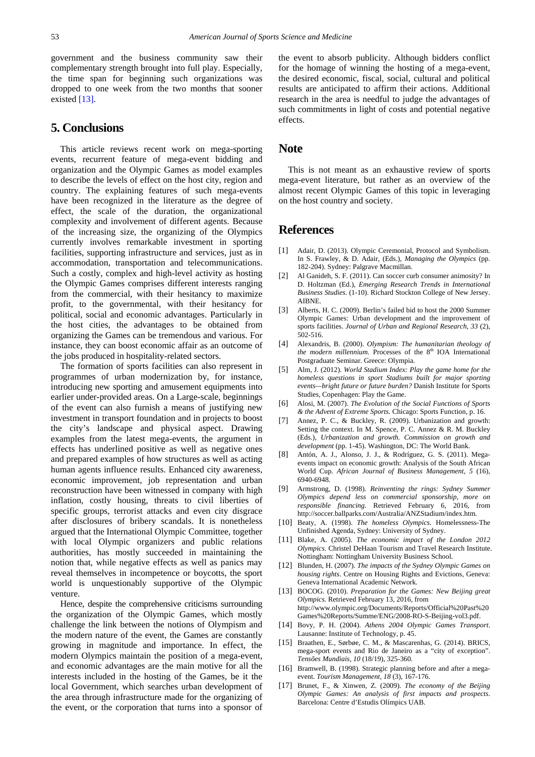government and the business community saw their complementary strength brought into full play. Especially, the time span for beginning such organizations was dropped to one week from the two months that sooner existed [13].

## 5. Conclusions

This article reviews recent work on mega-sporting events, recurrent feature of mega-event bidding and organization and the Olympic Games as model examples to describe the levels of effect on the host city, region and country. The explaining features of such mega-events have been recognized in the literature as the degree of effect, the scale of the duration, the organizational complexity and involvement of different agents. Because of the increasing size, the organizing of the Olympics currently involves remarkable investment in sporting facilities, supporting infrastructure and services, just as in accommodation, transportation and telecommunications. Such a costly, complex and high-level activity as hosting the Olympic Games comprises different interests ranging from the commercial, with their hesitancy to maximize profit, to the governmental, with their hesitancy for political, social and economic advantages. Particularly in the host cities, the advantages to be obtained from organizing the Games can be tremendous and various. For instance, they can boost economic affair as an outcome of the jobs produced in hospitality-related sectors.

The formation of sports facilities can also represent in programmes of urban modernization by, for instance, introducing new sporting and amusement equipments into earlier under-provided areas. On a Large-scale, beginnings of the event can also furnish a means of justifying new investment in transport foundation and in projects to boost the city's landscape and physical aspect. Drawing examples from the latest mega-events, the argument in effects has underlined positive as well as negative ones and prepared examples of how structures as well as acting human agents influence results. Enhanced city awareness, economic improvement, job representation and urban reconstruction have been witnessed in company with high inflation, costly housing, threats to civil liberties of specific groups, terrorist attacks and even city disgrace after disclosures of bribery scandals. It is nonetheless argued that the International Olympic Committee, together with local Olympic organizers and public relations authorities, has mostly succeeded in maintaining the notion that, while negative effects as well as panics may reveal themselves in incompetence or boycotts, the sport world is unquestionably supportive of the Olympic venture.

Hence, despite the comprehensive criticisms surrounding the organization of the Olympic Games, which mostly challenge the link between the notions of Olympism and the modern nature of the event, the Games are constantly growing in magnitude and importance. In effect, the modern Olympics maintain the position of a mega-event, and economic advantages are the main motive for all the interests included in the hosting of the Games, be it the local Government, which searches urban development of the area through infrastructure made for the organizing of the event, or the corporation that turns into a sponsor of the event to absorb publicity. Although bidders conflict for the homage of winning the hosting of a mega-event, the desired economic, fiscal, social, cultural and political results are anticipated to affirm their actions. Additional research in the area is needful to judge the advantages of such commitments in light of costs and potential negative effects.

## Note

This is not meant as an exhaustive review of sports mega-event literature, but rather as an overview of the almost recent Olympic Games of this topic in leveraging on the host country and society.

## References

[1] Adair, D. (2013). Olympic Ceremonial, Protocol and Symbolism. In S. Frawley, & D. Adair, (Eds.), *Managing the Olympics* (pp. 182-204). Sydney: Palgrave Macmillan.

[2] Al Ganideh, S. F. (2011). Can soccer curb consumer animosity? In D. Holtzman (Ed.), *Emerging Research Trends in International Business Studies*. (1-10). Richard Stockton College of New Jersey. AIBNE.

[3] Alberts, H. C. (2009). Berlin's failed bid to host the 2000 Summer Olympic Games: Urban development and the improvement of sports facilities. *Journal of Urban and Regional Research, 33* (2), 502-516.

[4] Alexandris, B. (2000). *Olympism: The humanitarian theology of the modern millennium.* Processes of the 8th IOA International Postgraduate Seminar. Greece: Olympia.

[5] Alm, J. (2012). *World Stadium Index: Play the game home for the homeless questions in sport Stadiums built for major sporting events—bright future or future burden?* Danish Institute for Sports Studies, Copenhagen: Play the Game.

[6] Alosi, M. (2007). *The Evolution of the Social Functions of Sports & the Advent of Extreme Sports.* Chicago: Sports Function, p. 16.

[7] Annez, P. C., & Buckley, R. (2009). Urbanization and growth: Setting the context. In M. Spence, P. C. Annez & R. M. Buckley (Eds.), *Urbanization and growth. Commission on growth and development* (pp. 1-45). Washington, DC: The World Bank.

[8] Antón, A. J., Alonso, J. J., & Rodríguez, G. S. (2011). Mega-events impact on economic growth: Analysis of the South African World Cup. *African Journal of Business Management, 5* (16), 6940-6948.

[9] Armstrong, D. (1998). *Reinventing the rings: Sydney Summer Olympics depend less on commercial sponsorship, more on responsible financing.* Retrieved February 6, 2016, from http://soccer.ballparks.com/Australia/ANZStadium/index.htm.

[10] Beaty, A. (1998). *The homeless Olympics.* Homelessness-The Unfinished Agenda, Sydney: University of Sydney.

[11] Blake, A. (2005). *The economic impact of the London 2012 Olympics.* Christel DeHaan Tourism and Travel Research Institute. Nottingham: Nottingham University Business School.

[12] Blunden, H. (2007). *The impacts of the Sydney Olympic Games on housing rights*. Centre on Housing Rights and Evictions, Geneva: Geneva International Academic Network.

[13] BOCOG. (2010). *Preparation for the Games: New Beijing great Olympics.* Retrieved February 13, 2016, from http://www.olympic.org/Documents/Reports/Official%20Past%20Games%20Reports/Summe/ENG/2008-RO-S-Beijing-vol3.pdf.

[14] Bovy, P. H. (2004). *Athens 2004 Olympic Games Transport*. Lausanne: Institute of Technology, p. 45.

[15] Braathen, E., Sørbøe, C. M., & Mascarenhas, G. (2014). BRICS, mega-sport events and Rio de Janeiro as a "city of exception". *Tensões Mundiais, 10* (18/19), 325-360.

[16] Bramwell, B. (1998). Strategic planning before and after a mega-event. *Tourism Management, 18* (3), 167-176.

[17] Brunet, F., & Xinwen, Z. (2009). *The economy of the Beijing Olympic Games: An analysis of first impacts and prospects*. Barcelona: Centre d'Estudis Olímpics UAB.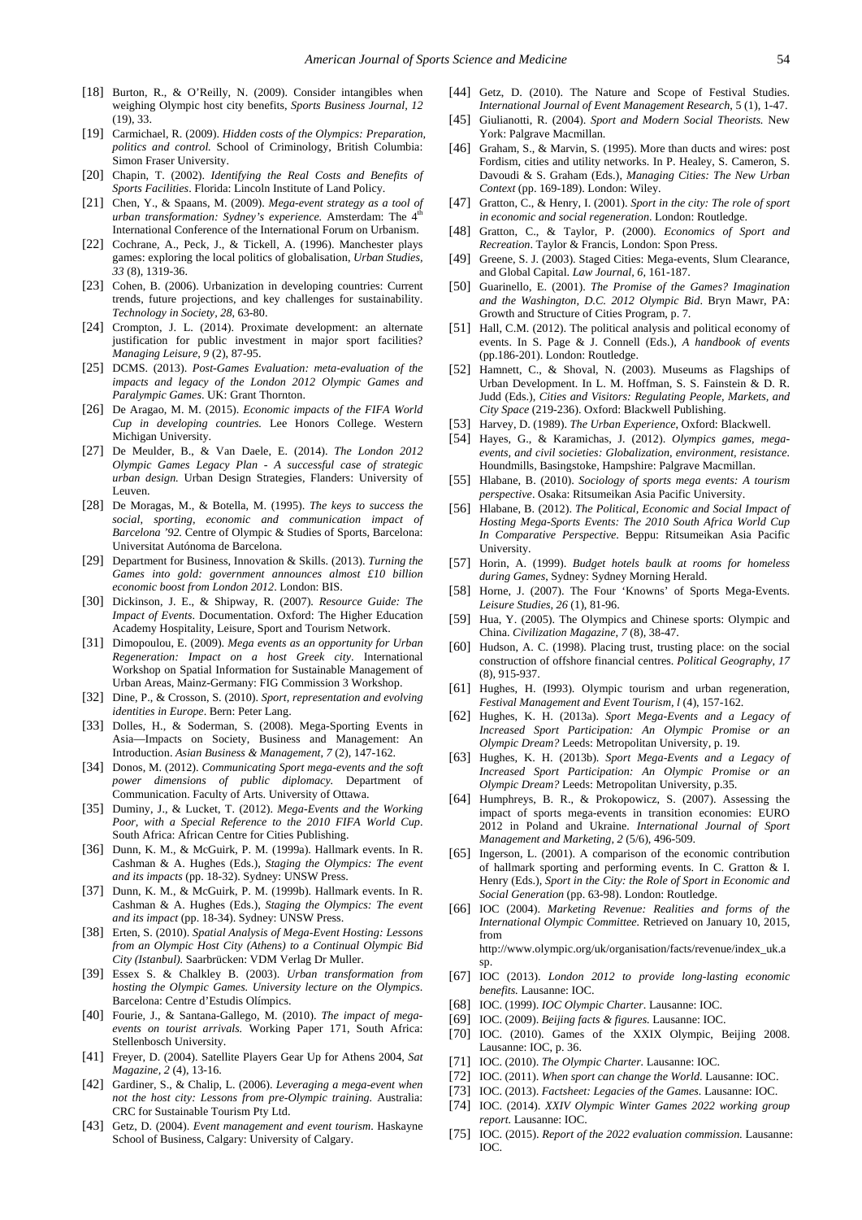[18] Burton, R., & O'Reilly, N. (2009). Consider intangibles when weighing Olympic host city benefits, *Sports Business Journal, 12* (19), 33.

[19] Carmichael, R. (2009). *Hidden costs of the Olympics: Preparation, politics and control.* School of Criminology, British Columbia: Simon Fraser University.

[20] Chapin, T. (2002). *Identifying the Real Costs and Benefits of Sports Facilities*. Florida: Lincoln Institute of Land Policy.

[21] Chen, Y., & Spaans, M. (2009). *Mega-event strategy as a tool of urban transformation: Sydney's experience.* Amsterdam: The 4th International Conference of the International Forum on Urbanism.

[22] Cochrane, A., Peck, J., & Tickell, A. (1996). Manchester plays games: exploring the local politics of globalisation, *Urban Studies, 33* (8), 1319-36.

[23] Cohen, B. (2006). Urbanization in developing countries: Current trends, future projections, and key challenges for sustainability. *Technology in Society, 28*, 63-80.

[24] Crompton, J. L. (2014). Proximate development: an alternate justification for public investment in major sport facilities? *Managing Leisure, 9* (2), 87-95.

[25] DCMS. (2013). *Post-Games Evaluation: meta-evaluation of the impacts and legacy of the London 2012 Olympic Games and Paralympic Games*. UK: Grant Thornton.

[26] De Aragao, M. M. (2015). *Economic impacts of the FIFA World Cup in developing countries.* Lee Honors College. Western Michigan University.

[27] De Meulder, B., & Van Daele, E. (2014). *The London 2012 Olympic Games Legacy Plan - A successful case of strategic urban design.* Urban Design Strategies, Flanders: University of Leuven.

[28] De Moragas, M., & Botella, M. (1995). *The keys to success the social, sporting, economic and communication impact of Barcelona '92.* Centre of Olympic & Studies of Sports, Barcelona: Universitat Autónoma de Barcelona.

[29] Department for Business, Innovation & Skills. (2013). *Turning the Games into gold: government announces almost £10 billion economic boost from London 2012*. London: BIS.

[30] Dickinson, J. E., & Shipway, R. (2007). *Resource Guide: The Impact of Events*. Documentation. Oxford: The Higher Education Academy Hospitality, Leisure, Sport and Tourism Network.

[31] Dimopoulou, E. (2009). *Mega events as an opportunity for Urban Regeneration: Impact on a host Greek city*. International Workshop on Spatial Information for Sustainable Management of Urban Areas, Mainz-Germany: FIG Commission 3 Workshop.

[32] Dine, P., & Crosson, S. (2010). *Sport, representation and evolving identities in Europe*. Bern: Peter Lang.

[33] Dolles, H., & Soderman, S. (2008). Mega-Sporting Events in Asia—Impacts on Society, Business and Management: An Introduction. *Asian Business & Management, 7* (2), 147-162.

[34] Donos, M. (2012). *Communicating Sport mega-events and the soft power dimensions of public diplomacy.* Department of Communication. Faculty of Arts. University of Ottawa.

[35] Duminy, J., & Lucket, T. (2012). *Mega-Events and the Working Poor, with a Special Reference to the 2010 FIFA World Cup*. South Africa: African Centre for Cities Publishing.

[36] Dunn, K. M., & McGuirk, P. M. (1999a). Hallmark events. In R. Cashman & A. Hughes (Eds.), *Staging the Olympics: The event and its impacts* (pp. 18-32). Sydney: UNSW Press.

[37] Dunn, K. M., & McGuirk, P. M. (1999b). Hallmark events. In R. Cashman & A. Hughes (Eds.), *Staging the Olympics: The event and its impact* (pp. 18-34). Sydney: UNSW Press.

[38] Erten, S. (2010). *Spatial Analysis of Mega-Event Hosting: Lessons from an Olympic Host City (Athens) to a Continual Olympic Bid City (Istanbul).* Saarbrücken: VDM Verlag Dr Muller.

[39] Essex S. & Chalkley B. (2003). *Urban transformation from hosting the Olympic Games. University lecture on the Olympics*. Barcelona: Centre d'Estudis Olímpics.

[40] Fourie, J., & Santana-Gallego, M. (2010). *The impact of mega-events on tourist arrivals.* Working Paper 171, South Africa: Stellenbosch University.

[41] Freyer, D. (2004). Satellite Players Gear Up for Athens 2004, *Sat Magazine, 2* (4), 13-16.

[42] Gardiner, S., & Chalip, L. (2006). *Leveraging a mega-event when not the host city: Lessons from pre-Olympic training*. Australia: CRC for Sustainable Tourism Pty Ltd.

[43] Getz, D. (2004). *Event management and event tourism*. Haskayne School of Business, Calgary: University of Calgary.

[44] Getz, D. (2010). The Nature and Scope of Festival Studies. *International Journal of Event Management Research,* 5 (1), 1-47.

[45] Giulianotti, R. (2004). *Sport and Modern Social Theorists.* New York: Palgrave Macmillan.

[46] Graham, S., & Marvin, S. (1995). More than ducts and wires: post Fordism, cities and utility networks. In P. Healey, S. Cameron, S. Davoudi & S. Graham (Eds.), *Managing Cities: The New Urban Context* (pp. 169-189). London: Wiley.

[47] Gratton, C., & Henry, I. (2001). *Sport in the city: The role of sport in economic and social regeneration*. London: Routledge.

[48] Gratton, C., & Taylor, P. (2000). *Economics of Sport and Recreation*. Taylor & Francis, London: Spon Press.

[49] Greene, S. J. (2003). Staged Cities: Mega-events, Slum Clearance, and Global Capital. *Law Journal, 6*, 161-187.

[50] Guarinello, E. (2001). *The Promise of the Games? Imagination and the Washington, D.C. 2012 Olympic Bid*. Bryn Mawr, PA: Growth and Structure of Cities Program, p. 7.

[51] Hall, C.M. (2012). The political analysis and political economy of events. In S. Page & J. Connell (Eds.), *A handbook of events* (pp.186-201). London: Routledge.

[52] Hamnett, C., & Shoval, N. (2003). Museums as Flagships of Urban Development. In L. M. Hoffman, S. S. Fainstein & D. R. Judd (Eds.), *Cities and Visitors: Regulating People, Markets, and City Space* (219-236). Oxford: Blackwell Publishing.

[53] Harvey, D. (1989). *The Urban Experience*, Oxford: Blackwell.

[54] Hayes, G., & Karamichas, J. (2012). *Olympics games, mega-events, and civil societies: Globalization, environment, resistance*. Houndmills, Basingstoke, Hampshire: Palgrave Macmillan.

[55] Hlabane, B. (2010). *Sociology of sports mega events: A tourism perspective*. Osaka: Ritsumeikan Asia Pacific University.

[56] Hlabane, B. (2012). *The Political, Economic and Social Impact of Hosting Mega-Sports Events: The 2010 South Africa World Cup In Comparative Perspective*. Beppu: Ritsumeikan Asia Pacific University.

[57] Horin, A. (1999). *Budget hotels baulk at rooms for homeless during Games*, Sydney: Sydney Morning Herald.

[58] Horne, J. (2007). The Four 'Knowns' of Sports Mega-Events. *Leisure Studies, 26* (1), 81-96.

[59] Hua, Y. (2005). The Olympics and Chinese sports: Olympic and China. *Civilization Magazine, 7* (8), 38-47.

[60] Hudson, A. C. (1998). Placing trust, trusting place: on the social construction of offshore financial centres. *Political Geography, 17* (8), 915-937.

[61] Hughes, H. (I993). Olympic tourism and urban regeneration, *Festival Management and Event Tourism, l* (4), 157-162.

[62] Hughes, K. H. (2013a). *Sport Mega-Events and a Legacy of Increased Sport Participation: An Olympic Promise or an Olympic Dream?* Leeds: Metropolitan University, p. 19.

[63] Hughes, K. H. (2013b). *Sport Mega-Events and a Legacy of Increased Sport Participation: An Olympic Promise or an Olympic Dream?* Leeds: Metropolitan University, p.35.

[64] Humphreys, B. R., & Prokopowicz, S. (2007). Assessing the impact of sports mega-events in transition economies: EURO 2012 in Poland and Ukraine. *International Journal of Sport Management and Marketing, 2* (5/6), 496-509.

[65] Ingerson, L. (2001). A comparison of the economic contribution of hallmark sporting and performing events. In C. Gratton & I. Henry (Eds.), *Sport in the City: the Role of Sport in Economic and Social Generation* (pp. 63-98). London: Routledge.

[66] IOC (2004). *Marketing Revenue: Realities and forms of the International Olympic Committee.* Retrieved on January 10, 2015, from http://www.olympic.org/uk/organisation/facts/revenue/index_uk.asp.

[67] IOC (2013). *London 2012 to provide long-lasting economic benefits.* Lausanne: IOC.

[68] IOC. (1999). *IOC Olympic Charter*. Lausanne: IOC.

[69] IOC. (2009). *Beijing facts & figures.* Lausanne: IOC.

[70] IOC. (2010). Games of the XXIX Olympic, Beijing 2008. Lausanne: IOC, p. 36.

[71] IOC. (2010). *The Olympic Charter.* Lausanne: IOC.

[72] IOC. (2011). *When sport can change the World*. Lausanne: IOC.

[73] IOC. (2013). *Factsheet: Legacies of the Games*. Lausanne: IOC.

[74] IOC. (2014). *XXIV Olympic Winter Games 2022 working group report.* Lausanne: IOC.

[75] IOC. (2015). *Report of the 2022 evaluation commission.* Lausanne: IOC.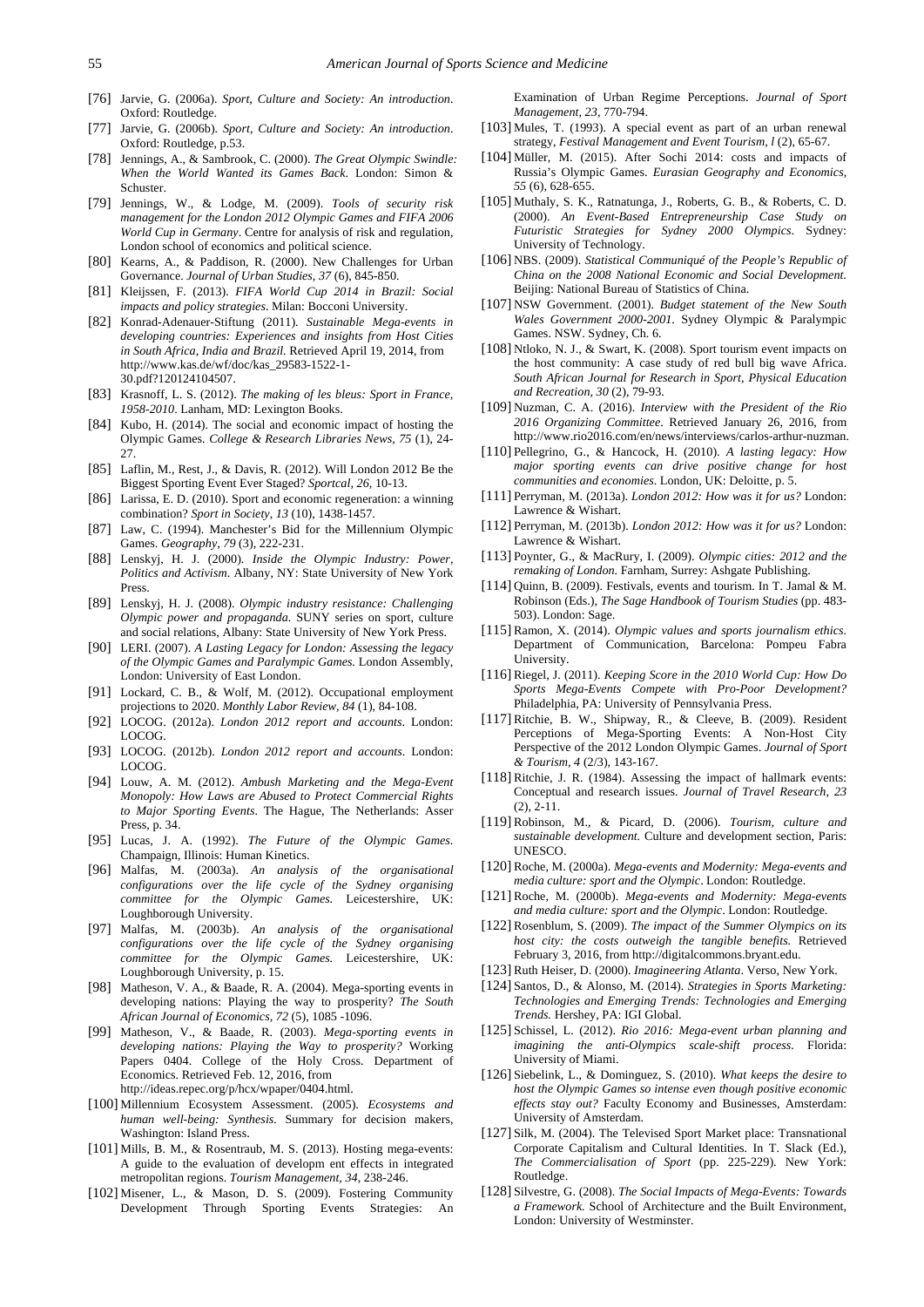[76] Jarvie, G. (2006a). *Sport, Culture and Society: An introduction*. Oxford: Routledge.

[77] Jarvie, G. (2006b). *Sport, Culture and Society: An introduction*. Oxford: Routledge, p.53.

[78] Jennings, A., & Sambrook, C. (2000). *The Great Olympic Swindle: When the World Wanted its Games Back*. London: Simon & Schuster.

[79] Jennings, W., & Lodge, M. (2009). *Tools of security risk management for the London 2012 Olympic Games and FIFA 2006 World Cup in Germany*. Centre for analysis of risk and regulation, London school of economics and political science.

[80] Kearns, A., & Paddison, R. (2000). New Challenges for Urban Governance. *Journal of Urban Studies, 37* (6), 845-850.

[81] Kleijssen, F. (2013). *FIFA World Cup 2014 in Brazil: Social impacts and policy strategies*. Milan: Bocconi University.

[82] Konrad-Adenauer-Stiftung (2011). *Sustainable Mega-events in developing countries: Experiences and insights from Host Cities in South Africa, India and Brazil.* Retrieved April 19, 2014, from http://www.kas.de/wf/doc/kas_29583-1522-1-30.pdf?120124104507.

[83] Krasnoff, L. S. (2012). *The making of les bleus: Sport in France, 1958-2010*. Lanham, MD: Lexington Books.

[84] Kubo, H. (2014). The social and economic impact of hosting the Olympic Games. *College & Research Libraries News, 75* (1), 24-27.

[85] Laflin, M., Rest, J., & Davis, R. (2012). Will London 2012 Be the Biggest Sporting Event Ever Staged? *Sportcal, 26*, 10-13.

[86] Larissa, E. D. (2010). Sport and economic regeneration: a winning combination? *Sport in Society, 13* (10), 1438-1457.

[87] Law, C. (1994). Manchester's Bid for the Millennium Olympic Games. *Geography, 79* (3), 222-231.

[88] Lenskyj, H. J. (2000). *Inside the Olympic Industry: Power, Politics and Activism*. Albany, NY: State University of New York Press.

[89] Lenskyj, H. J. (2008). *Olympic industry resistance: Challenging Olympic power and propaganda*. SUNY series on sport, culture and social relations, Albany: State University of New York Press.

[90] LERI. (2007). *A Lasting Legacy for London: Assessing the legacy of the Olympic Games and Paralympic Games.* London Assembly, London: University of East London.

[91] Lockard, C. B., & Wolf, M. (2012). Occupational employment projections to 2020. *Monthly Labor Review, 84* (1), 84-108.

[92] LOCOG. (2012a). *London 2012 report and accounts*. London: LOCOG.

[93] LOCOG. (2012b). *London 2012 report and accounts*. London: LOCOG.

[94] Louw, A. M. (2012). *Ambush Marketing and the Mega-Event Monopoly: How Laws are Abused to Protect Commercial Rights to Major Sporting Events*. The Hague, The Netherlands: Asser Press, p. 34.

[95] Lucas, J. A. (1992). *The Future of the Olympic Games*. Champaign, Illinois: Human Kinetics.

[96] Malfas, M. (2003a). *An analysis of the organisational configurations over the life cycle of the Sydney organising committee for the Olympic Games.* Leicestershire, UK: Loughborough University.

[97] Malfas, M. (2003b). *An analysis of the organisational configurations over the life cycle of the Sydney organising committee for the Olympic Games.* Leicestershire, UK: Loughborough University, p. 15.

[98] Matheson, V. A., & Baade, R. A. (2004). Mega-sporting events in developing nations: Playing the way to prosperity? *The South African Journal of Economics, 72* (5), 1085 -1096.

[99] Matheson, V., & Baade, R. (2003). *Mega-sporting events in developing nations: Playing the Way to prosperity?* Working Papers 0404. College of the Holy Cross. Department of Economics. Retrieved Feb. 12, 2016, from http://ideas.repec.org/p/hcx/wpaper/0404.html.

[100] Millennium Ecosystem Assessment. (2005). *Ecosystems and human well-being: Synthesis*. Summary for decision makers, Washington: Island Press.

[101] Mills, B. M., & Rosentraub, M. S. (2013). Hosting mega-events: A guide to the evaluation of developm ent effects in integrated metropolitan regions. *Tourism Management, 34*, 238-246.

[102] Misener, L., & Mason, D. S. (2009). Fostering Community Development Through Sporting Events Strategies: An Examination of Urban Regime Perceptions. *Journal of Sport Management, 23*, 770-794.

[103] Mules, T. (1993). A special event as part of an urban renewal strategy, *Festival Management and Event Tourism, l* (2), 65-67.

[104] Müller, M. (2015). After Sochi 2014: costs and impacts of Russia's Olympic Games. *Eurasian Geography and Economics, 55* (6), 628-655.

[105] Muthaly, S. K., Ratnatunga, J., Roberts, G. B., & Roberts, C. D. (2000). *An Event-Based Entrepreneurship Case Study on Futuristic Strategies for Sydney 2000 Olympics*. Sydney: University of Technology.

[106] NBS. (2009). *Statistical Communiqué of the People's Republic of China on the 2008 National Economic and Social Development.* Beijing: National Bureau of Statistics of China.

[107] NSW Government. (2001). *Budget statement of the New South Wales Government 2000-2001.* Sydney Olympic & Paralympic Games. NSW. Sydney, Ch. 6.

[108] Ntloko, N. J., & Swart, K. (2008). Sport tourism event impacts on the host community: A case study of red bull big wave Africa. *South African Journal for Research in Sport, Physical Education and Recreation, 30* (2), 79-93.

[109] Nuzman, C. A. (2016). *Interview with the President of the Rio 2016 Organizing Committee.* Retrieved January 26, 2016, from http://www.rio2016.com/en/news/interviews/carlos-arthur-nuzman.

[110] Pellegrino, G., & Hancock, H. (2010). *A lasting legacy: How major sporting events can drive positive change for host communities and economies*. London, UK: Deloitte, p. 5.

[111] Perryman, M. (2013a). *London 2012: How was it for us?* London: Lawrence & Wishart.

[112] Perryman, M. (2013b). *London 2012: How was it for us?* London: Lawrence & Wishart.

[113] Poynter, G., & MacRury, I. (2009). *Olympic cities: 2012 and the remaking of London.* Farnham, Surrey: Ashgate Publishing.

[114] Quinn, B. (2009). Festivals, events and tourism. In T. Jamal & M. Robinson (Eds.), *The Sage Handbook of Tourism Studies* (pp. 483-503). London: Sage.

[115] Ramon, X. (2014). *Olympic values and sports journalism ethics*. Department of Communication, Barcelona: Pompeu Fabra University.

[116] Riegel, J. (2011). *Keeping Score in the 2010 World Cup: How Do Sports Mega-Events Compete with Pro-Poor Development?* Philadelphia, PA: University of Pennsylvania Press.

[117] Ritchie, B. W., Shipway, R., & Cleeve, B. (2009). Resident Perceptions of Mega-Sporting Events: A Non-Host City Perspective of the 2012 London Olympic Games. *Journal of Sport & Tourism, 4* (2/3), 143-167.

[118] Ritchie, J. R. (1984). Assessing the impact of hallmark events: Conceptual and research issues. *Journal of Travel Research, 23* (2), 2-11.

[119] Robinson, M., & Picard, D. (2006). *Tourism, culture and sustainable development.* Culture and development section, Paris: UNESCO.

[120] Roche, M. (2000a). *Mega-events and Modernity: Mega-events and media culture: sport and the Olympic*. London: Routledge.

[121] Roche, M. (2000b). *Mega-events and Modernity: Mega-events and media culture: sport and the Olympic*. London: Routledge.

[122] Rosenblum, S. (2009). *The impact of the Summer Olympics on its host city: the costs outweigh the tangible benefits.* Retrieved February 3, 2016, from http://digitalcommons.bryant.edu.

[123] Ruth Heiser, D. (2000). *Imagineering Atlanta*. Verso, New York.

[124] Santos, D., & Alonso, M. (2014). *Strategies in Sports Marketing: Technologies and Emerging Trends: Technologies and Emerging Trends.* Hershey, PA: IGI Global.

[125] Schissel, L. (2012). *Rio 2016: Mega-event urban planning and imagining the anti-Olympics scale-shift process*. Florida: University of Miami.

[126] Siebelink, L., & Dominguez, S. (2010). *What keeps the desire to host the Olympic Games so intense even though positive economic effects stay out?* Faculty Economy and Businesses, Amsterdam: University of Amsterdam.

[127] Silk, M. (2004). The Televised Sport Market place: Transnational Corporate Capitalism and Cultural Identities. In T. Slack (Ed.), *The Commercialisation of Sport* (pp. 225-229). New York: Routledge.

[128] Silvestre, G. (2008). *The Social Impacts of Mega-Events: Towards a Framework.* School of Architecture and the Built Environment, London: University of Westminster.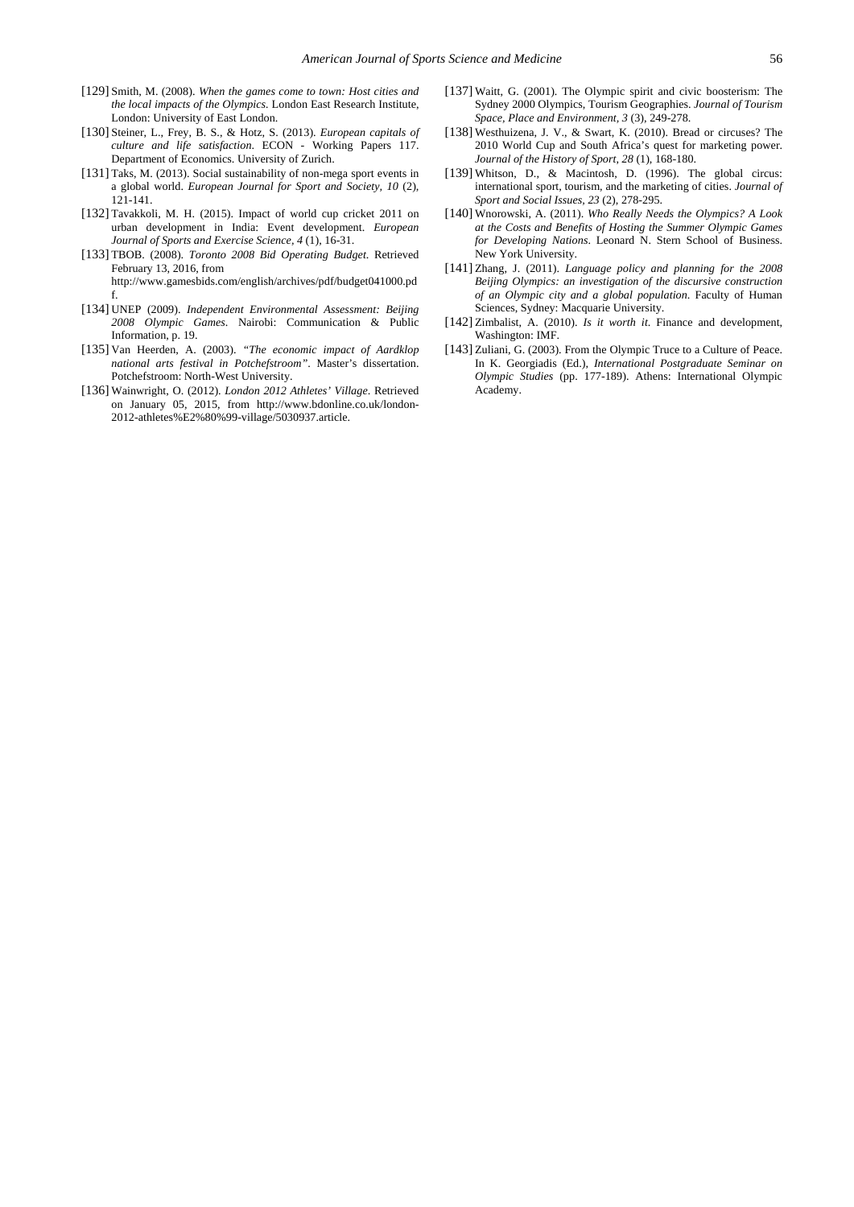[129] Smith, M. (2008). *When the games come to town: Host cities and the local impacts of the Olympics*. London East Research Institute, London: University of East London.

[130] Steiner, L., Frey, B. S., & Hotz, S. (2013). *European capitals of culture and life satisfaction*. ECON - Working Papers 117. Department of Economics. University of Zurich.

[131] Taks, M. (2013). Social sustainability of non-mega sport events in a global world. *European Journal for Sport and Society, 10* (2), 121-141.

[132] Tavakkoli, M. H. (2015). Impact of world cup cricket 2011 on urban development in India: Event development. *European Journal of Sports and Exercise Science, 4* (1), 16-31.

[133] TBOB. (2008). *Toronto 2008 Bid Operating Budget*. Retrieved February 13, 2016, from http://www.gamesbids.com/english/archives/pdf/budget041000.pdf.

[134] UNEP (2009). *Independent Environmental Assessment: Beijing 2008 Olympic Games*. Nairobi: Communication & Public Information, p. 19.

[135] Van Heerden, A. (2003). *"The economic impact of Aardklop national arts festival in Potchefstroom"*. Master's dissertation. Potchefstroom: North-West University.

[136] Wainwright, O. (2012). *London 2012 Athletes' Village*. Retrieved on January 05, 2015, from http://www.bdonline.co.uk/london-2012-athletes%E2%80%99-village/5030937.article.

[137] Waitt, G. (2001). The Olympic spirit and civic boosterism: The Sydney 2000 Olympics, Tourism Geographies. *Journal of Tourism Space, Place and Environment, 3* (3), 249-278.

[138] Westhuizena, J. V., & Swart, K. (2010). Bread or circuses? The 2010 World Cup and South Africa's quest for marketing power. *Journal of the History of Sport, 28* (1), 168-180.

[139] Whitson, D., & Macintosh, D. (1996). The global circus: international sport, tourism, and the marketing of cities. *Journal of Sport and Social Issues, 23* (2), 278-295.

[140] Wnorowski, A. (2011). *Who Really Needs the Olympics? A Look at the Costs and Benefits of Hosting the Summer Olympic Games for Developing Nations*. Leonard N. Stern School of Business. New York University.

[141] Zhang, J. (2011). *Language policy and planning for the 2008 Beijing Olympics: an investigation of the discursive construction of an Olympic city and a global population*. Faculty of Human Sciences, Sydney: Macquarie University.

[142] Zimbalist, A. (2010). *Is it worth it*. Finance and development, Washington: IMF.

[143] Zuliani, G. (2003). From the Olympic Truce to a Culture of Peace. In K. Georgiadis (Ed.), *International Postgraduate Seminar on Olympic Studies* (pp. 177-189). Athens: International Olympic Academy.